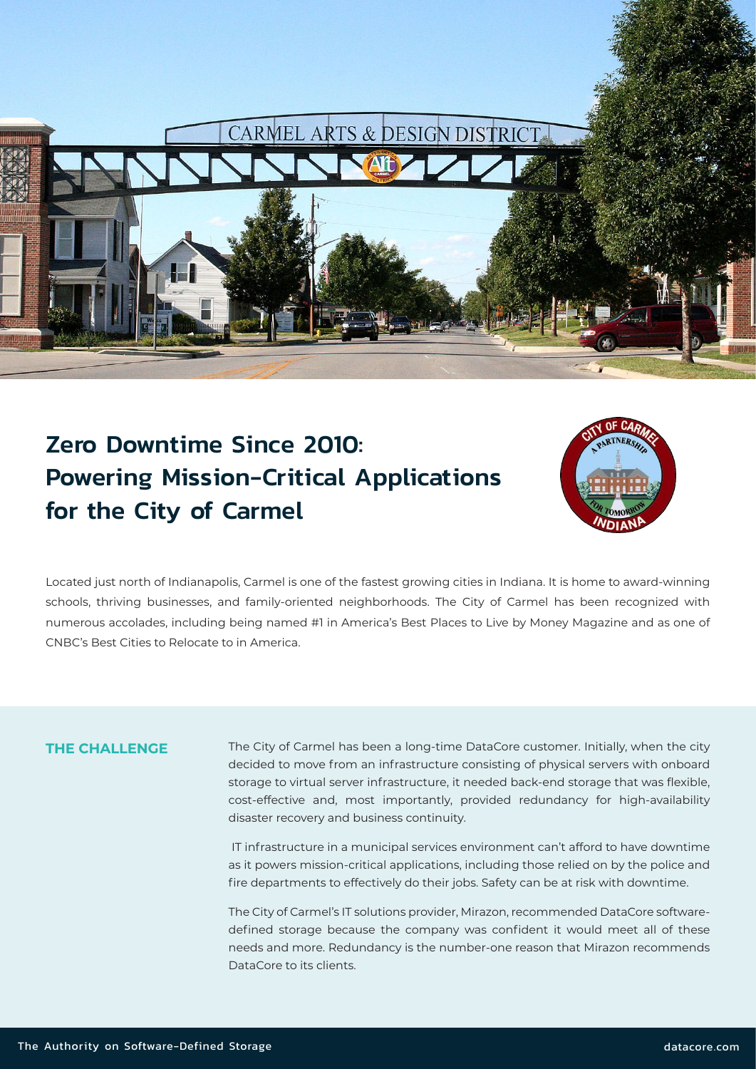# Zero Downtime Since 2010: Powering Mission-Critical Applications for the City of Carmel

Located just north of Indianapolis, Carmel is one of the fastest growing cities in Indiana. It is home to award-winning schools, thriving businesses, and family-oriented neighborhoods. The City of Carmel has been recognized with numerous accolades, including being named #1 in America's Best Places to Live by Money Magazine and as one of CNBC's Best Cities to Relocate to in America.

## THE CHALLENGE

The City of Carmel has been a long-time DataCore customer. Initially, when the city decided to move from an infrastructure consisting of physical servers with onboard storage to virtual server infrastructure, it needed back-end storage that was flexible, cost-effective and, most importantly, provided redundancy for high-availability disaster recovery and business continuity.

IT infrastructure in a municipal services environment can't afford to have downtime as it powers mission-critical applications, including those relied on by the police and fire departments to effectively do their jobs. Safety can be at risk with downtime.

The City of Carmel's IT solutions provider, Mirazon, recommended DataCore software-defined storage because the company was confident it would meet all of these needs and more. Redundancy is the number-one reason that Mirazon recommends DataCore to its clients.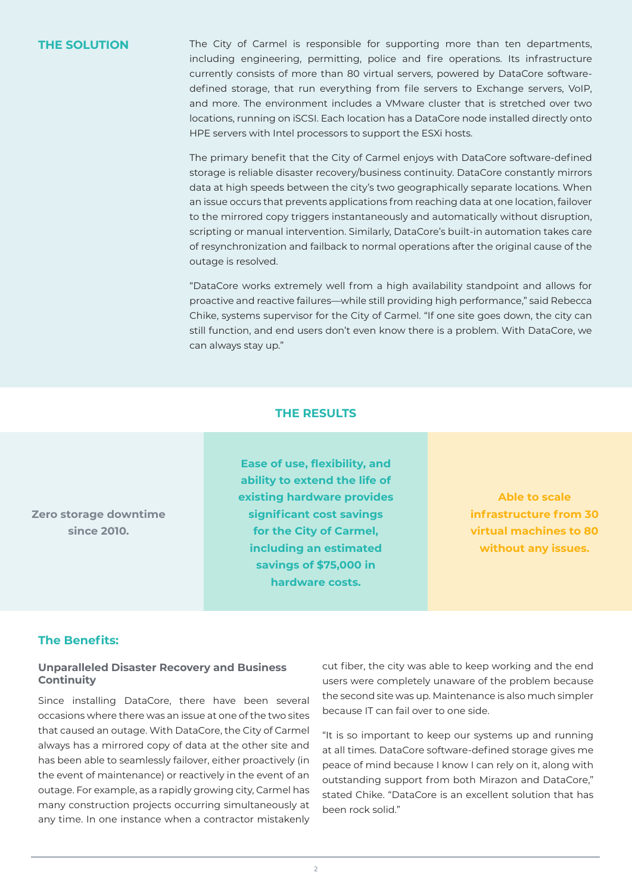## THE SOLUTION

The City of Carmel is responsible for supporting more than ten departments, including engineering, permitting, police and fire operations. Its infrastructure currently consists of more than 80 virtual servers, powered by DataCore software-defined storage, that run everything from file servers to Exchange servers, VoIP, and more. The environment includes a VMware cluster that is stretched over two locations, running on iSCSI. Each location has a DataCore node installed directly onto HPE servers with Intel processors to support the ESXi hosts.

The primary benefit that the City of Carmel enjoys with DataCore software-defined storage is reliable disaster recovery/business continuity. DataCore constantly mirrors data at high speeds between the city's two geographically separate locations. When an issue occurs that prevents applications from reaching data at one location, failover to the mirrored copy triggers instantaneously and automatically without disruption, scripting or manual intervention. Similarly, DataCore's built-in automation takes care of resynchronization and failback to normal operations after the original cause of the outage is resolved.

"DataCore works extremely well from a high availability standpoint and allows for proactive and reactive failures—while still providing high performance," said Rebecca Chike, systems supervisor for the City of Carmel. "If one site goes down, the city can still function, and end users don't even know there is a problem. With DataCore, we can always stay up."

## THE RESULTS

**Zero storage downtime since 2010.**

**Ease of use, flexibility, and ability to extend the life of existing hardware provides significant cost savings for the City of Carmel, including an estimated savings of $75,000 in hardware costs.**

**Able to scale infrastructure from 30 virtual machines to 80 without any issues.**

## The Benefits:

### Unparalleled Disaster Recovery and Business Continuity

Since installing DataCore, there have been several occasions where there was an issue at one of the two sites that caused an outage. With DataCore, the City of Carmel always has a mirrored copy of data at the other site and has been able to seamlessly failover, either proactively (in the event of maintenance) or reactively in the event of an outage. For example, as a rapidly growing city, Carmel has many construction projects occurring simultaneously at any time. In one instance when a contractor mistakenly cut fiber, the city was able to keep working and the end users were completely unaware of the problem because the second site was up. Maintenance is also much simpler because IT can fail over to one side.

"It is so important to keep our systems up and running at all times. DataCore software-defined storage gives me peace of mind because I know I can rely on it, along with outstanding support from both Mirazon and DataCore," stated Chike. "DataCore is an excellent solution that has been rock solid."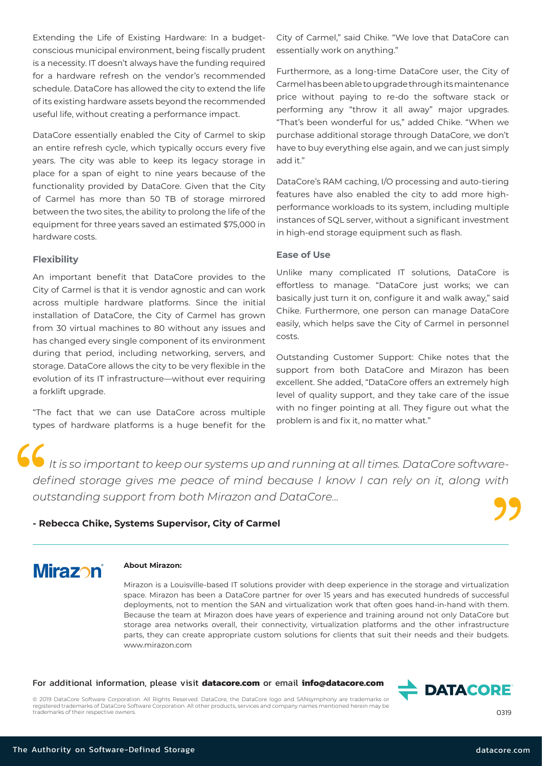Extending the Life of Existing Hardware: In a budget-conscious municipal environment, being fiscally prudent is a necessity. IT doesn't always have the funding required for a hardware refresh on the vendor's recommended schedule. DataCore has allowed the city to extend the life of its existing hardware assets beyond the recommended useful life, without creating a performance impact.

DataCore essentially enabled the City of Carmel to skip an entire refresh cycle, which typically occurs every five years. The city was able to keep its legacy storage in place for a span of eight to nine years because of the functionality provided by DataCore. Given that the City of Carmel has more than 50 TB of storage mirrored between the two sites, the ability to prolong the life of the equipment for three years saved an estimated $75,000 in hardware costs.

### Flexibility

An important benefit that DataCore provides to the City of Carmel is that it is vendor agnostic and can work across multiple hardware platforms. Since the initial installation of DataCore, the City of Carmel has grown from 30 virtual machines to 80 without any issues and has changed every single component of its environment during that period, including networking, servers, and storage. DataCore allows the city to be very flexible in the evolution of its IT infrastructure—without ever requiring a forklift upgrade.

"The fact that we can use DataCore across multiple types of hardware platforms is a huge benefit for the City of Carmel," said Chike. "We love that DataCore can essentially work on anything."

Furthermore, as a long-time DataCore user, the City of Carmel has been able to upgrade through its maintenance price without paying to re-do the software stack or performing any "throw it all away" major upgrades. "That's been wonderful for us," added Chike. "When we purchase additional storage through DataCore, we don't have to buy everything else again, and we can just simply add it."

DataCore's RAM caching, I/O processing and auto-tiering features have also enabled the city to add more high-performance workloads to its system, including multiple instances of SQL server, without a significant investment in high-end storage equipment such as flash.

### Ease of Use

Unlike many complicated IT solutions, DataCore is effortless to manage. "DataCore just works; we can basically just turn it on, configure it and walk away," said Chike. Furthermore, one person can manage DataCore easily, which helps save the City of Carmel in personnel costs.

Outstanding Customer Support: Chike notes that the support from both DataCore and Mirazon has been excellent. She added, "DataCore offers an extremely high level of quality support, and they take care of the issue with no finger pointing at all. They figure out what the problem is and fix it, no matter what."

> *It is so important to keep our systems up and running at all times. DataCore software-defined storage gives me peace of mind because I know I can rely on it, along with outstanding support from both Mirazon and DataCore...*
>
> **- Rebecca Chike, Systems Supervisor, City of Carmel**

Mirazon

**About Mirazon:**

Mirazon is a Louisville-based IT solutions provider with deep experience in the storage and virtualization space. Mirazon has been a DataCore partner for over 15 years and has executed hundreds of successful deployments, not to mention the SAN and virtualization work that often goes hand-in-hand with them. Because the team at Mirazon does have years of experience and training around not only DataCore but storage area networks overall, their connectivity, virtualization platforms and the other infrastructure parts, they can create appropriate custom solutions for clients that suit their needs and their budgets. www.mirazon.com

For additional information, please visit **datacore.com** or email **info@datacore.com**

DATACORE

© 2019 DataCore Software Corporation. All Rights Reserved. DataCore, the DataCore logo and SANsymphony are trademarks or registered trademarks of DataCore Software Corporation. All other products, services and company names mentioned herein may be trademarks of their respective owners.

0319

The Authority on Software-Defined Storage

datacore.com